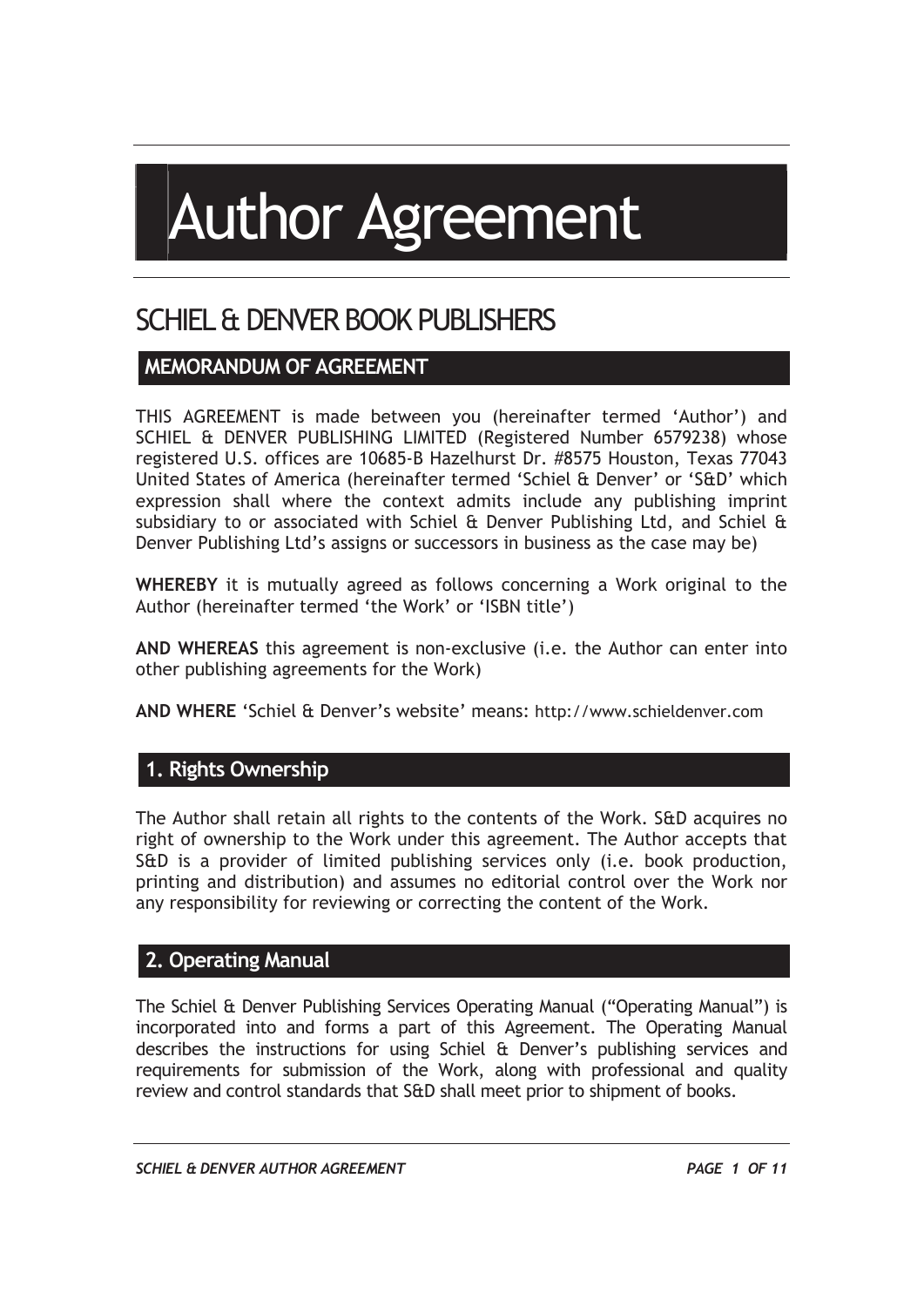# Author Agreement

## SCHIEL & DENVER BOOK PUBLISHERS

### MEMORANDUM OF AGREEMENT

THIS AGREEMENT is made between you (hereinafter termed 'Author') and SCHIEL & DENVER PUBLISHING LIMITED (Registered Number 6579238) whose registered U.S. offices are 10685-B Hazelhurst Dr. #8575 Houston, Texas 77043 United States of America (hereinafter termed 'Schiel & Denver' or 'S&D' which expression shall where the context admits include any publishing imprint subsidiary to or associated with Schiel & Denver Publishing Ltd, and Schiel & Denver Publishing Ltd's assigns or successors in business as the case may be)

**WHEREBY** it is mutually agreed as follows concerning a Work original to the Author (hereinafter termed 'the Work' or 'ISBN title')

**AND WHEREAS** this agreement is non-exclusive (i.e. the Author can enter into other publishing agreements for the Work)

**AND WHERE** 'Schiel & Denver's website' means: http://www.schieldenver.com

### 1. Rights Ownership

The Author shall retain all rights to the contents of the Work. S&D acquires no right of ownership to the Work under this agreement. The Author accepts that S&D is a provider of limited publishing services only (i.e. book production, printing and distribution) and assumes no editorial control over the Work nor any responsibility for reviewing or correcting the content of the Work.

### 2. Operating Manual

The Schiel & Denver Publishing Services Operating Manual ("Operating Manual") is incorporated into and forms a part of this Agreement. The Operating Manual describes the instructions for using Schiel & Denver's publishing services and requirements for submission of the Work, along with professional and quality review and control standards that S&D shall meet prior to shipment of books.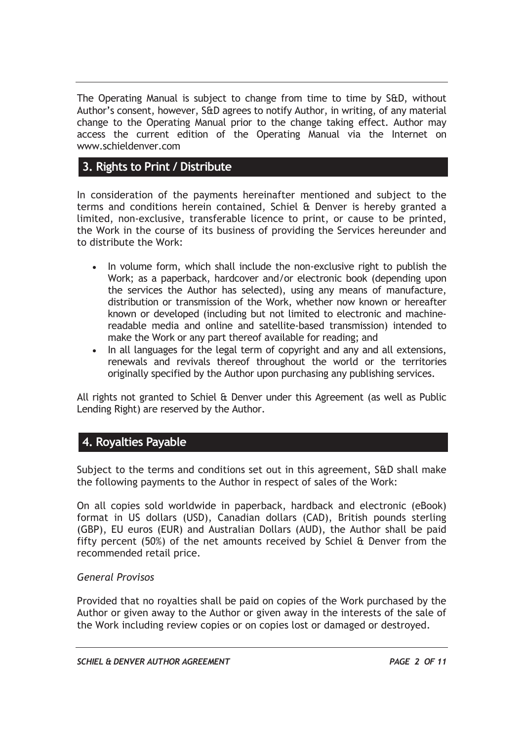The Operating Manual is subject to change from time to time by S&D, without Author's consent, however, S&D agrees to notify Author, in writing, of any material change to the Operating Manual prior to the change taking effect. Author may access the current edition of the Operating Manual via the Internet on www.schieldenver.com

## 3. Rights to Print / Distribute

In consideration of the payments hereinafter mentioned and subject to the terms and conditions herein contained, Schiel & Denver is hereby granted a limited, non-exclusive, transferable licence to print, or cause to be printed, the Work in the course of its business of providing the Services hereunder and to distribute the Work:

- In volume form, which shall include the non-exclusive right to publish the Work; as a paperback, hardcover and/or electronic book (depending upon the services the Author has selected), using any means of manufacture, distribution or transmission of the Work, whether now known or hereafter known or developed (including but not limited to electronic and machine-readable media and online and satellite-based transmission) intended to make the Work or any part thereof available for reading; and
- In all languages for the legal term of copyright and any and all extensions, renewals and revivals thereof throughout the world or the territories originally specified by the Author upon purchasing any publishing services.

All rights not granted to Schiel & Denver under this Agreement (as well as Public Lending Right) are reserved by the Author.

## 4. Royalties Payable

Subject to the terms and conditions set out in this agreement, S&D shall make the following payments to the Author in respect of sales of the Work:

On all copies sold worldwide in paperback, hardback and electronic (eBook) format in US dollars (USD), Canadian dollars (CAD), British pounds sterling (GBP), EU euros (EUR) and Australian Dollars (AUD), the Author shall be paid fifty percent (50%) of the net amounts received by Schiel & Denver from the recommended retail price.

*General Provisos*

Provided that no royalties shall be paid on copies of the Work purchased by the Author or given away to the Author or given away in the interests of the sale of the Work including review copies or on copies lost or damaged or destroyed.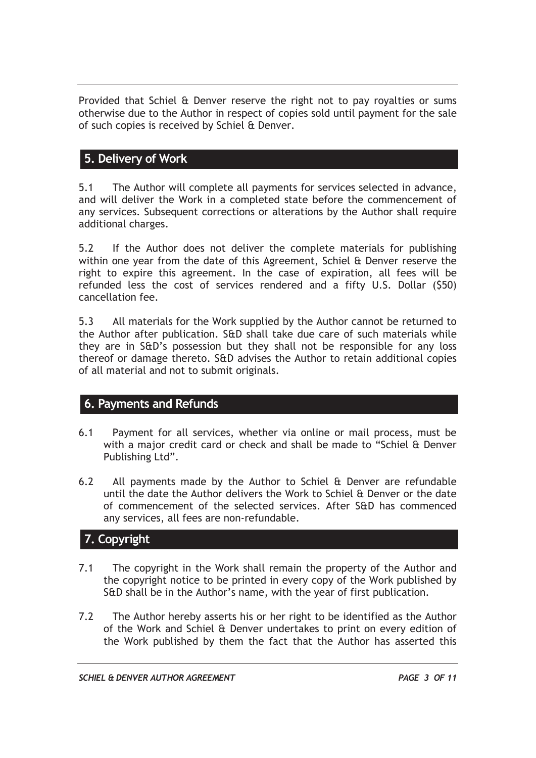Provided that Schiel & Denver reserve the right not to pay royalties or sums otherwise due to the Author in respect of copies sold until payment for the sale of such copies is received by Schiel & Denver.

## 5. Delivery of Work

5.1 The Author will complete all payments for services selected in advance, and will deliver the Work in a completed state before the commencement of any services. Subsequent corrections or alterations by the Author shall require additional charges.

5.2 If the Author does not deliver the complete materials for publishing within one year from the date of this Agreement, Schiel & Denver reserve the right to expire this agreement. In the case of expiration, all fees will be refunded less the cost of services rendered and a fifty U.S. Dollar ($50) cancellation fee.

5.3 All materials for the Work supplied by the Author cannot be returned to the Author after publication. S&D shall take due care of such materials while they are in S&D's possession but they shall not be responsible for any loss thereof or damage thereto. S&D advises the Author to retain additional copies of all material and not to submit originals.

## 6. Payments and Refunds

6.1 Payment for all services, whether via online or mail process, must be with a major credit card or check and shall be made to "Schiel & Denver Publishing Ltd".

6.2 All payments made by the Author to Schiel & Denver are refundable until the date the Author delivers the Work to Schiel & Denver or the date of commencement of the selected services. After S&D has commenced any services, all fees are non-refundable.

## 7. Copyright

7.1 The copyright in the Work shall remain the property of the Author and the copyright notice to be printed in every copy of the Work published by S&D shall be in the Author's name, with the year of first publication.

7.2 The Author hereby asserts his or her right to be identified as the Author of the Work and Schiel & Denver undertakes to print on every edition of the Work published by them the fact that the Author has asserted this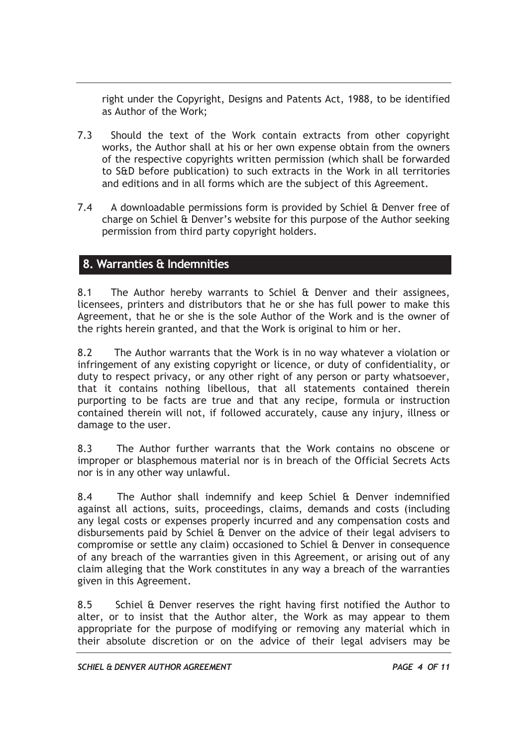right under the Copyright, Designs and Patents Act, 1988, to be identified as Author of the Work;

7.3 Should the text of the Work contain extracts from other copyright works, the Author shall at his or her own expense obtain from the owners of the respective copyrights written permission (which shall be forwarded to S&D before publication) to such extracts in the Work in all territories and editions and in all forms which are the subject of this Agreement.

7.4 A downloadable permissions form is provided by Schiel & Denver free of charge on Schiel & Denver's website for this purpose of the Author seeking permission from third party copyright holders.

## 8. Warranties & Indemnities

8.1 The Author hereby warrants to Schiel & Denver and their assignees, licensees, printers and distributors that he or she has full power to make this Agreement, that he or she is the sole Author of the Work and is the owner of the rights herein granted, and that the Work is original to him or her.

8.2 The Author warrants that the Work is in no way whatever a violation or infringement of any existing copyright or licence, or duty of confidentiality, or duty to respect privacy, or any other right of any person or party whatsoever, that it contains nothing libellous, that all statements contained therein purporting to be facts are true and that any recipe, formula or instruction contained therein will not, if followed accurately, cause any injury, illness or damage to the user.

8.3 The Author further warrants that the Work contains no obscene or improper or blasphemous material nor is in breach of the Official Secrets Acts nor is in any other way unlawful.

8.4 The Author shall indemnify and keep Schiel & Denver indemnified against all actions, suits, proceedings, claims, demands and costs (including any legal costs or expenses properly incurred and any compensation costs and disbursements paid by Schiel & Denver on the advice of their legal advisers to compromise or settle any claim) occasioned to Schiel & Denver in consequence of any breach of the warranties given in this Agreement, or arising out of any claim alleging that the Work constitutes in any way a breach of the warranties given in this Agreement.

8.5 Schiel & Denver reserves the right having first notified the Author to alter, or to insist that the Author alter, the Work as may appear to them appropriate for the purpose of modifying or removing any material which in their absolute discretion or on the advice of their legal advisers may be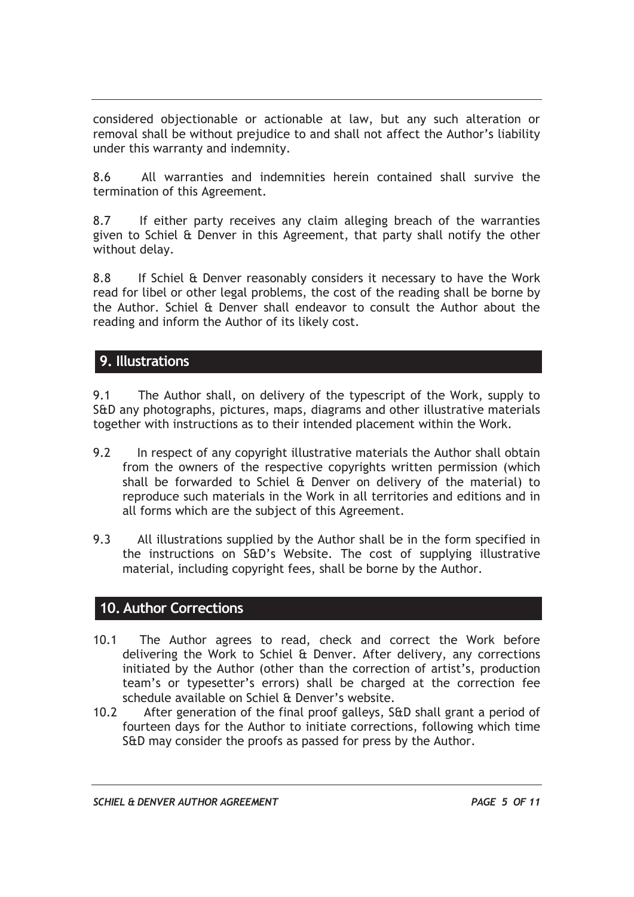considered objectionable or actionable at law, but any such alteration or removal shall be without prejudice to and shall not affect the Author's liability under this warranty and indemnity.

8.6 All warranties and indemnities herein contained shall survive the termination of this Agreement.

8.7 If either party receives any claim alleging breach of the warranties given to Schiel & Denver in this Agreement, that party shall notify the other without delay.

8.8 If Schiel & Denver reasonably considers it necessary to have the Work read for libel or other legal problems, the cost of the reading shall be borne by the Author. Schiel & Denver shall endeavor to consult the Author about the reading and inform the Author of its likely cost.

## 9. Illustrations

9.1 The Author shall, on delivery of the typescript of the Work, supply to S&D any photographs, pictures, maps, diagrams and other illustrative materials together with instructions as to their intended placement within the Work.

9.2 In respect of any copyright illustrative materials the Author shall obtain from the owners of the respective copyrights written permission (which shall be forwarded to Schiel & Denver on delivery of the material) to reproduce such materials in the Work in all territories and editions and in all forms which are the subject of this Agreement.

9.3 All illustrations supplied by the Author shall be in the form specified in the instructions on S&D's Website. The cost of supplying illustrative material, including copyright fees, shall be borne by the Author.

## 10. Author Corrections

10.1 The Author agrees to read, check and correct the Work before delivering the Work to Schiel & Denver. After delivery, any corrections initiated by the Author (other than the correction of artist's, production team's or typesetter's errors) shall be charged at the correction fee schedule available on Schiel & Denver's website.

10.2 After generation of the final proof galleys, S&D shall grant a period of fourteen days for the Author to initiate corrections, following which time S&D may consider the proofs as passed for press by the Author.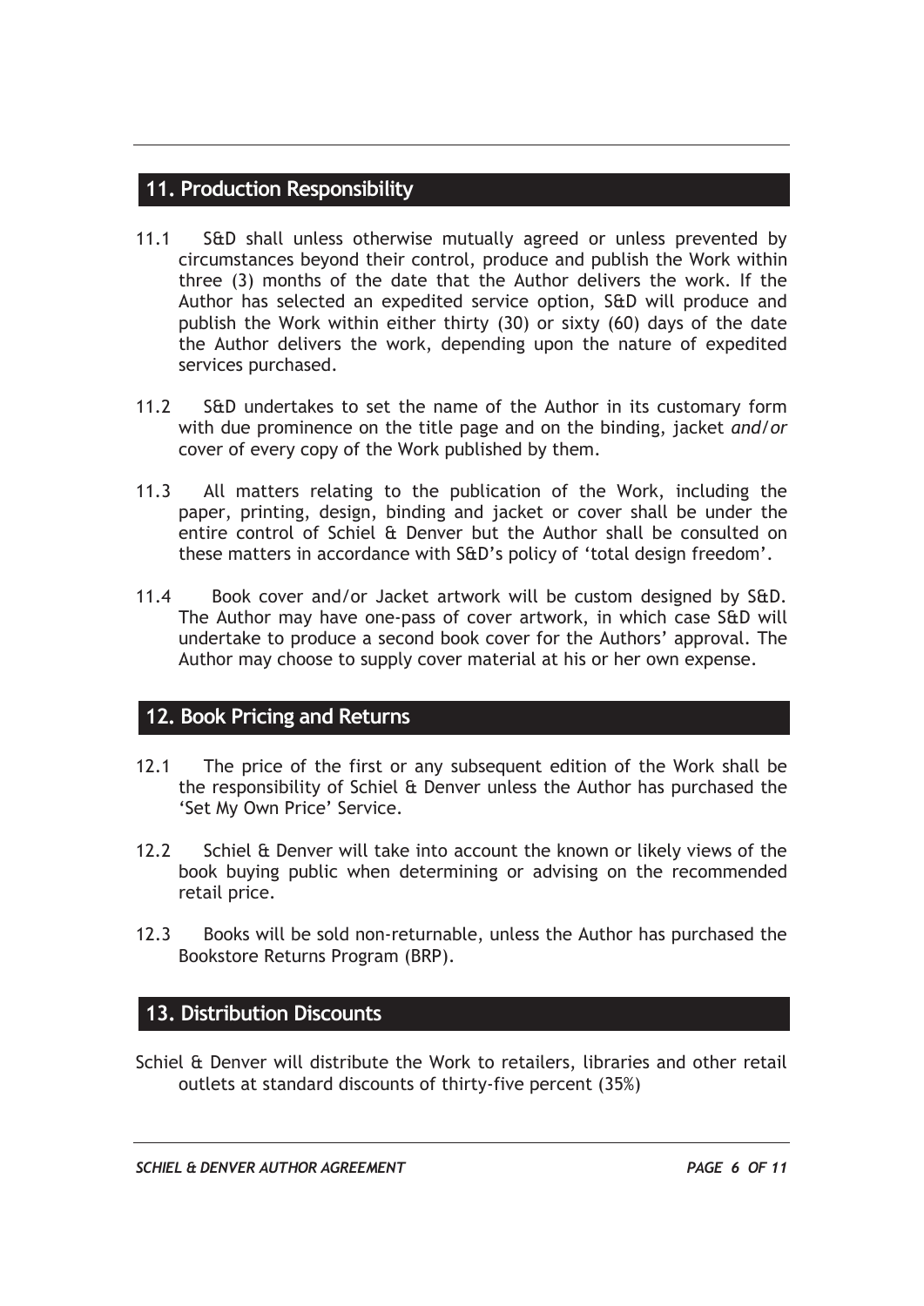## 11. Production Responsibility

11.1 S&D shall unless otherwise mutually agreed or unless prevented by circumstances beyond their control, produce and publish the Work within three (3) months of the date that the Author delivers the work. If the Author has selected an expedited service option, S&D will produce and publish the Work within either thirty (30) or sixty (60) days of the date the Author delivers the work, depending upon the nature of expedited services purchased.

11.2 S&D undertakes to set the name of the Author in its customary form with due prominence on the title page and on the binding, jacket *and/or* cover of every copy of the Work published by them.

11.3 All matters relating to the publication of the Work, including the paper, printing, design, binding and jacket or cover shall be under the entire control of Schiel & Denver but the Author shall be consulted on these matters in accordance with S&D's policy of 'total design freedom'.

11.4 Book cover and/or Jacket artwork will be custom designed by S&D. The Author may have one-pass of cover artwork, in which case S&D will undertake to produce a second book cover for the Authors' approval. The Author may choose to supply cover material at his or her own expense.

## 12. Book Pricing and Returns

12.1 The price of the first or any subsequent edition of the Work shall be the responsibility of Schiel & Denver unless the Author has purchased the 'Set My Own Price' Service.

12.2 Schiel & Denver will take into account the known or likely views of the book buying public when determining or advising on the recommended retail price.

12.3 Books will be sold non-returnable, unless the Author has purchased the Bookstore Returns Program (BRP).

## 13. Distribution Discounts

Schiel & Denver will distribute the Work to retailers, libraries and other retail outlets at standard discounts of thirty-five percent (35%)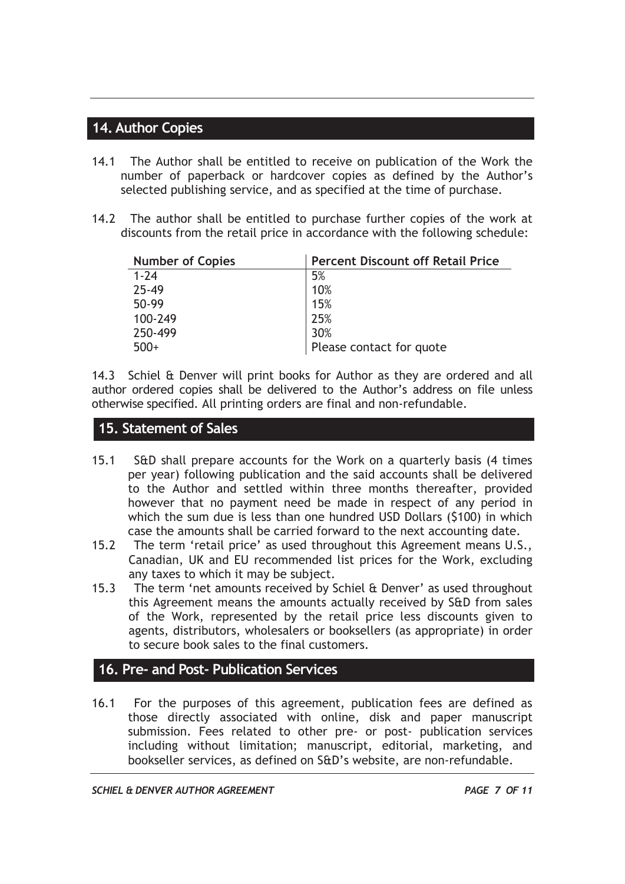## 14. Author Copies

14.1 The Author shall be entitled to receive on publication of the Work the number of paperback or hardcover copies as defined by the Author's selected publishing service, and as specified at the time of purchase.

14.2 The author shall be entitled to purchase further copies of the work at discounts from the retail price in accordance with the following schedule:

| Number of Copies | Percent Discount off Retail Price |
| --- | --- |
| 1-24 | 5% |
| 25-49 | 10% |
| 50-99 | 15% |
| 100-249 | 25% |
| 250-499 | 30% |
| 500+ | Please contact for quote |

14.3 Schiel & Denver will print books for Author as they are ordered and all author ordered copies shall be delivered to the Author's address on file unless otherwise specified. All printing orders are final and non-refundable.

## 15. Statement of Sales

15.1 S&D shall prepare accounts for the Work on a quarterly basis (4 times per year) following publication and the said accounts shall be delivered to the Author and settled within three months thereafter, provided however that no payment need be made in respect of any period in which the sum due is less than one hundred USD Dollars ($100) in which case the amounts shall be carried forward to the next accounting date.

15.2 The term 'retail price' as used throughout this Agreement means U.S., Canadian, UK and EU recommended list prices for the Work, excluding any taxes to which it may be subject.

15.3 The term 'net amounts received by Schiel & Denver' as used throughout this Agreement means the amounts actually received by S&D from sales of the Work, represented by the retail price less discounts given to agents, distributors, wholesalers or booksellers (as appropriate) in order to secure book sales to the final customers.

## 16. Pre- and Post- Publication Services

16.1 For the purposes of this agreement, publication fees are defined as those directly associated with online, disk and paper manuscript submission. Fees related to other pre- or post- publication services including without limitation; manuscript, editorial, marketing, and bookseller services, as defined on S&D's website, are non-refundable.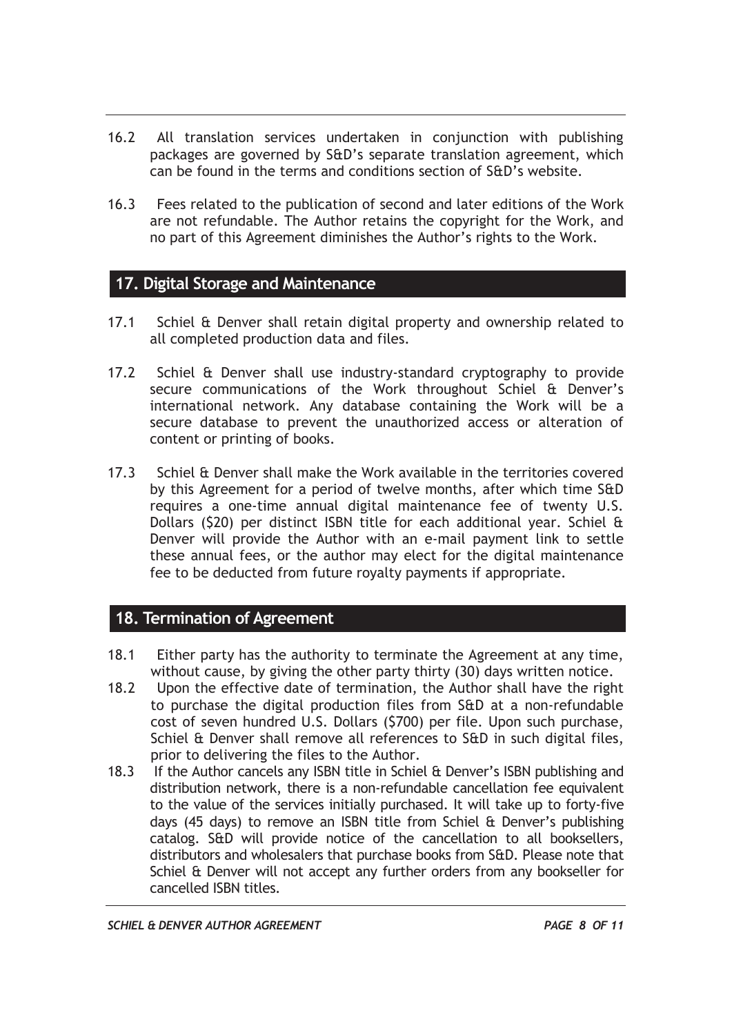16.2 All translation services undertaken in conjunction with publishing packages are governed by S&D's separate translation agreement, which can be found in the terms and conditions section of S&D's website.

16.3 Fees related to the publication of second and later editions of the Work are not refundable. The Author retains the copyright for the Work, and no part of this Agreement diminishes the Author's rights to the Work.

## 17. Digital Storage and Maintenance

17.1 Schiel & Denver shall retain digital property and ownership related to all completed production data and files.

17.2 Schiel & Denver shall use industry-standard cryptography to provide secure communications of the Work throughout Schiel & Denver's international network. Any database containing the Work will be a secure database to prevent the unauthorized access or alteration of content or printing of books.

17.3 Schiel & Denver shall make the Work available in the territories covered by this Agreement for a period of twelve months, after which time S&D requires a one-time annual digital maintenance fee of twenty U.S. Dollars ($20) per distinct ISBN title for each additional year. Schiel & Denver will provide the Author with an e-mail payment link to settle these annual fees, or the author may elect for the digital maintenance fee to be deducted from future royalty payments if appropriate.

## 18. Termination of Agreement

18.1 Either party has the authority to terminate the Agreement at any time, without cause, by giving the other party thirty (30) days written notice.

18.2 Upon the effective date of termination, the Author shall have the right to purchase the digital production files from S&D at a non-refundable cost of seven hundred U.S. Dollars ($700) per file. Upon such purchase, Schiel & Denver shall remove all references to S&D in such digital files, prior to delivering the files to the Author.

18.3 If the Author cancels any ISBN title in Schiel & Denver's ISBN publishing and distribution network, there is a non-refundable cancellation fee equivalent to the value of the services initially purchased. It will take up to forty-five days (45 days) to remove an ISBN title from Schiel & Denver's publishing catalog. S&D will provide notice of the cancellation to all booksellers, distributors and wholesalers that purchase books from S&D. Please note that Schiel & Denver will not accept any further orders from any bookseller for cancelled ISBN titles.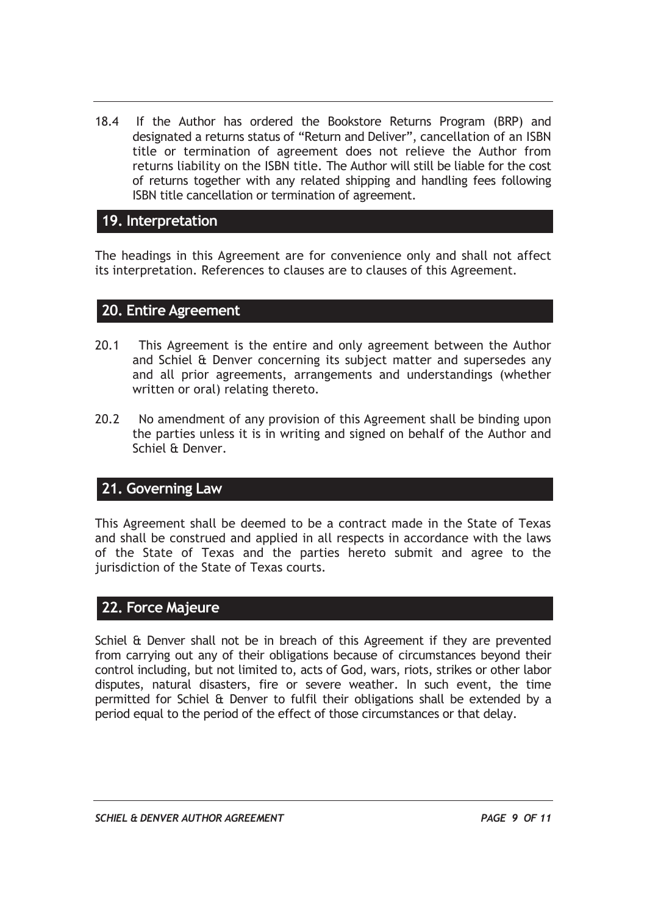18.4 If the Author has ordered the Bookstore Returns Program (BRP) and designated a returns status of “Return and Deliver”, cancellation of an ISBN title or termination of agreement does not relieve the Author from returns liability on the ISBN title. The Author will still be liable for the cost of returns together with any related shipping and handling fees following ISBN title cancellation or termination of agreement.

## 19. Interpretation

The headings in this Agreement are for convenience only and shall not affect its interpretation. References to clauses are to clauses of this Agreement.

## 20. Entire Agreement

20.1 This Agreement is the entire and only agreement between the Author and Schiel & Denver concerning its subject matter and supersedes any and all prior agreements, arrangements and understandings (whether written or oral) relating thereto.

20.2 No amendment of any provision of this Agreement shall be binding upon the parties unless it is in writing and signed on behalf of the Author and Schiel & Denver.

## 21. Governing Law

This Agreement shall be deemed to be a contract made in the State of Texas and shall be construed and applied in all respects in accordance with the laws of the State of Texas and the parties hereto submit and agree to the jurisdiction of the State of Texas courts.

## 22. Force Majeure

Schiel & Denver shall not be in breach of this Agreement if they are prevented from carrying out any of their obligations because of circumstances beyond their control including, but not limited to, acts of God, wars, riots, strikes or other labor disputes, natural disasters, fire or severe weather. In such event, the time permitted for Schiel & Denver to fulfil their obligations shall be extended by a period equal to the period of the effect of those circumstances or that delay.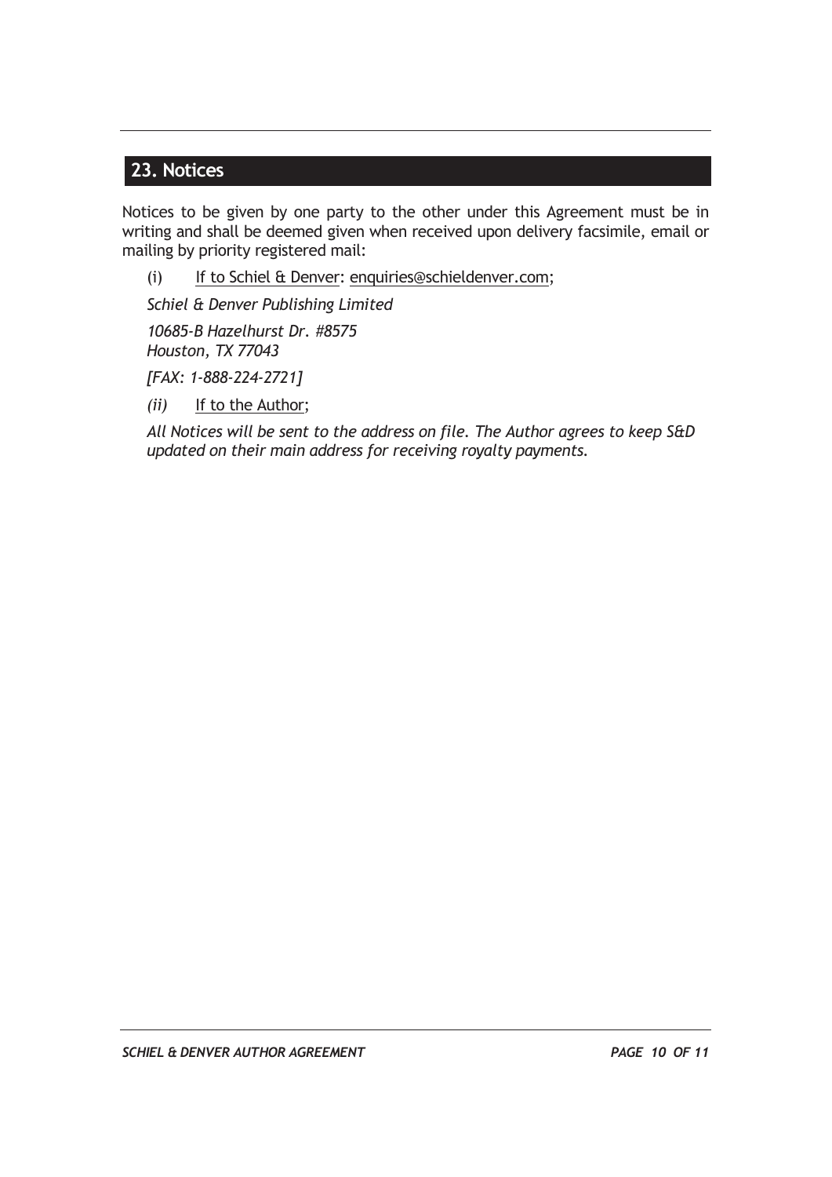## 23. Notices

Notices to be given by one party to the other under this Agreement must be in writing and shall be deemed given when received upon delivery facsimile, email or mailing by priority registered mail:

(i) If to Schiel & Denver: enquiries@schieldenver.com;

*Schiel & Denver Publishing Limited*

*10685-B Hazelhurst Dr. #8575*
*Houston, TX 77043*

*[FAX: 1-888-224-2721]*

*(ii)* If to the Author;

*All Notices will be sent to the address on file. The Author agrees to keep S&D updated on their main address for receiving royalty payments.*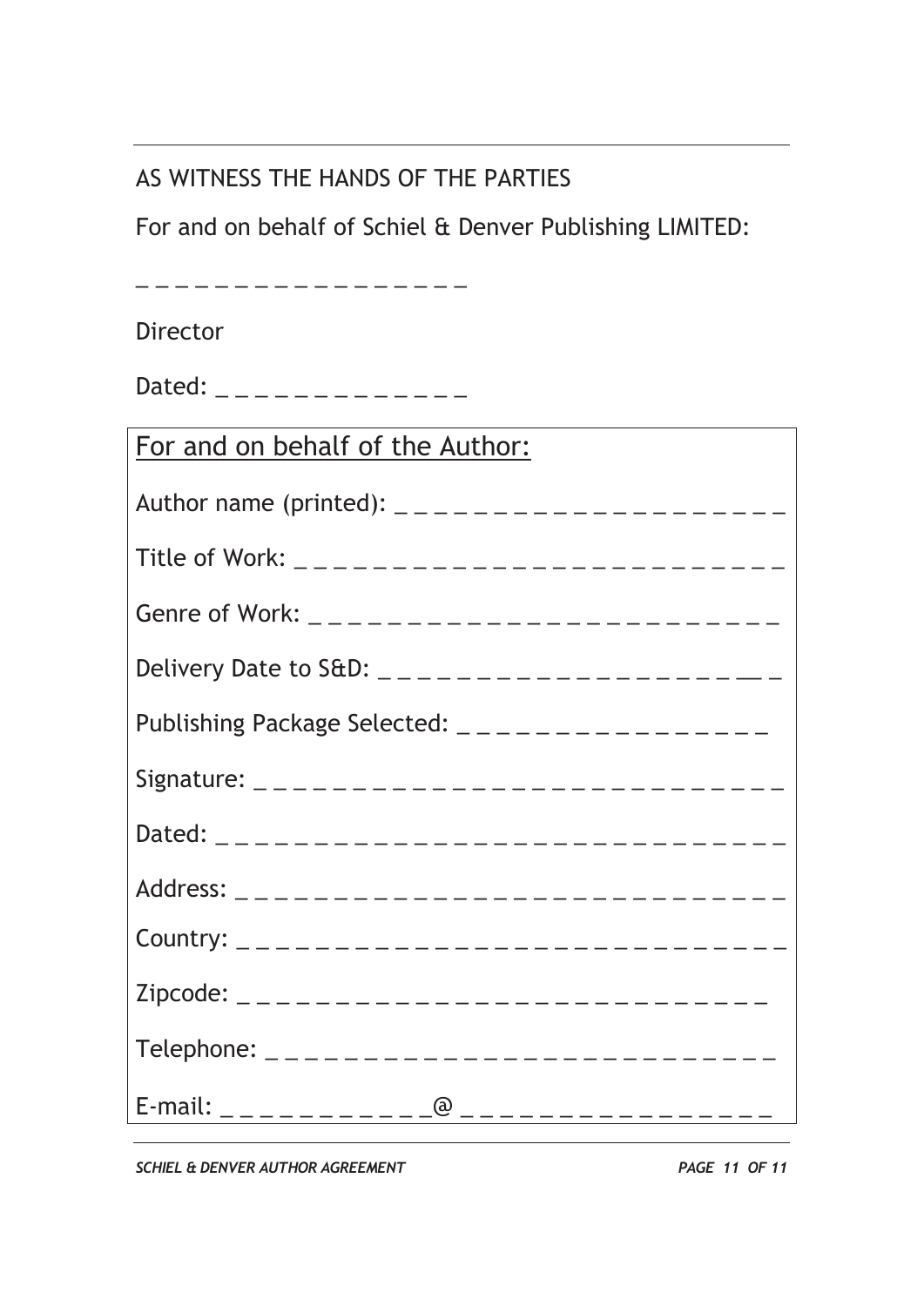AS WITNESS THE HANDS OF THE PARTIES

For and on behalf of Schiel & Denver Publishing LIMITED:

_ _ _ _ _ _ _ _ _ _ _ _ _ _ _ _ _

Director

Dated: _ _ _ _ _ _ _ _ _ _ _ _ _

<u>For and on behalf of the Author:</u>

Author name (printed): _ _ _ _ _ _ _ _ _ _ _ _ _ _ _ _ _ _ _ _ _

Title of Work: _ _ _ _ _ _ _ _ _ _ _ _ _ _ _ _ _ _ _ _ _ _ _ _ _

Genre of Work: _ _ _ _ _ _ _ _ _ _ _ _ _ _ _ _ _ _ _ _ _ _ _ _

Delivery Date to S&D: _ _ _ _ _ _ _ _ _ _ _ _ _ _ _ _ _ _ _ _ _

Publishing Package Selected: _ _ _ _ _ _ _ _ _ _ _ _ _ _ _ _ _

Signature: _ _ _ _ _ _ _ _ _ _ _ _ _ _ _ _ _ _ _ _ _ _ _ _ _ _ _

Dated: _ _ _ _ _ _ _ _ _ _ _ _ _ _ _ _ _ _ _ _ _ _ _ _ _ _ _ _ _

Address: _ _ _ _ _ _ _ _ _ _ _ _ _ _ _ _ _ _ _ _ _ _ _ _ _ _ _ _

Country: _ _ _ _ _ _ _ _ _ _ _ _ _ _ _ _ _ _ _ _ _ _ _ _ _ _ _ _

Zipcode: _ _ _ _ _ _ _ _ _ _ _ _ _ _ _ _ _ _ _ _ _ _ _ _ _ _ _

Telephone: _ _ _ _ _ _ _ _ _ _ _ _ _ _ _ _ _ _ _ _ _ _ _ _ _ _

E-mail: _ _ _ _ _ _ _ _ _ _ _@ _ _ _ _ _ _ _ _ _ _ _ _ _ _ _ _